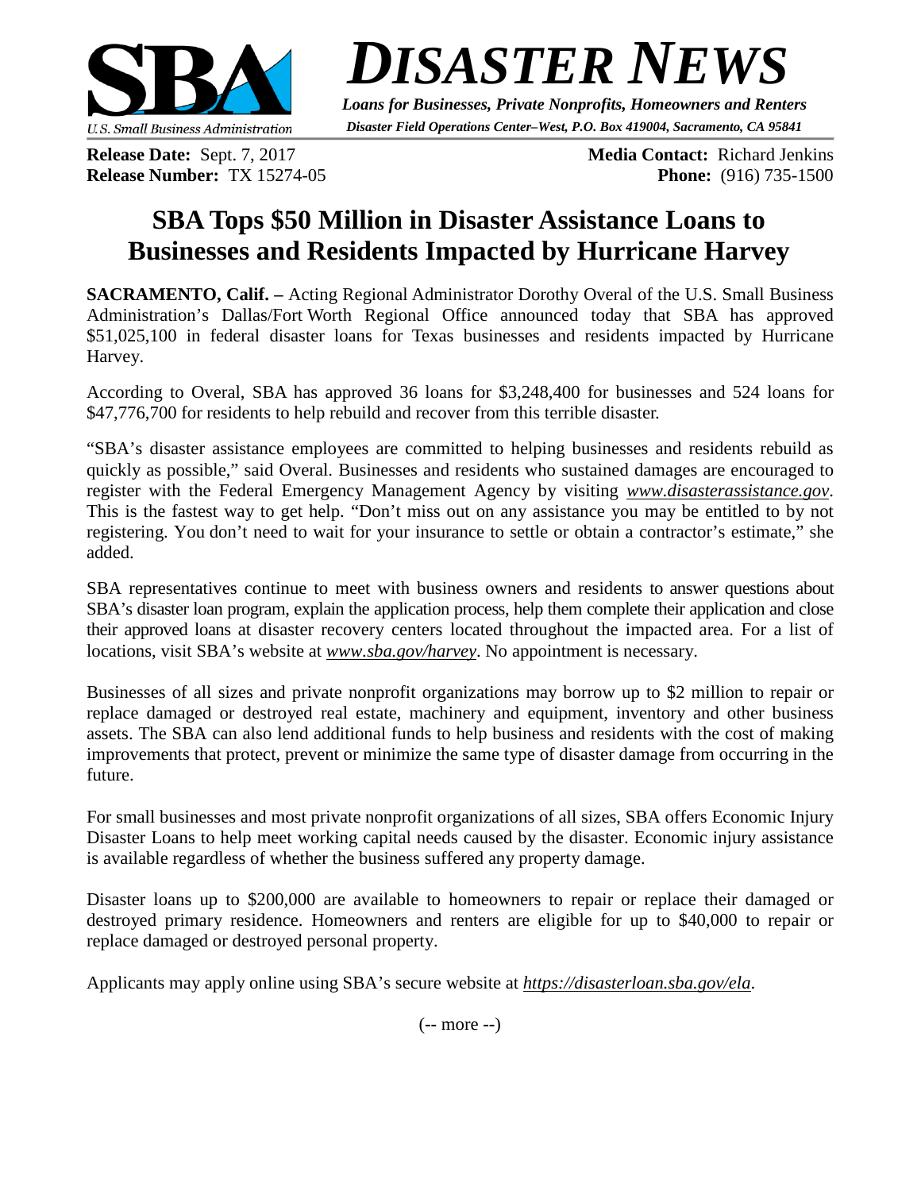# DISASTER NEWS

***Loans for Businesses, Private Nonprofits, Homeowners and Renters***

***Disaster Field Operations Center–West, P.O. Box 419004, Sacramento, CA 95841***

U.S. Small Business Administration

**Release Date:** Sept. 7, 2017
**Release Number:** TX 15274-05

**Media Contact:** Richard Jenkins
**Phone:** (916) 735-1500

## SBA Tops $50 Million in Disaster Assistance Loans to Businesses and Residents Impacted by Hurricane Harvey

**SACRAMENTO, Calif. –** Acting Regional Administrator Dorothy Overal of the U.S. Small Business Administration's Dallas/Fort Worth Regional Office announced today that SBA has approved $51,025,100 in federal disaster loans for Texas businesses and residents impacted by Hurricane Harvey.

According to Overal, SBA has approved 36 loans for $3,248,400 for businesses and 524 loans for $47,776,700 for residents to help rebuild and recover from this terrible disaster.

"SBA's disaster assistance employees are committed to helping businesses and residents rebuild as quickly as possible," said Overal. Businesses and residents who sustained damages are encouraged to register with the Federal Emergency Management Agency by visiting *www.disasterassistance.gov*. This is the fastest way to get help. "Don't miss out on any assistance you may be entitled to by not registering. You don't need to wait for your insurance to settle or obtain a contractor's estimate," she added.

SBA representatives continue to meet with business owners and residents to answer questions about SBA's disaster loan program, explain the application process, help them complete their application and close their approved loans at disaster recovery centers located throughout the impacted area. For a list of locations, visit SBA's website at *www.sba.gov/harvey*. No appointment is necessary.

Businesses of all sizes and private nonprofit organizations may borrow up to $2 million to repair or replace damaged or destroyed real estate, machinery and equipment, inventory and other business assets. The SBA can also lend additional funds to help business and residents with the cost of making improvements that protect, prevent or minimize the same type of disaster damage from occurring in the future.

For small businesses and most private nonprofit organizations of all sizes, SBA offers Economic Injury Disaster Loans to help meet working capital needs caused by the disaster. Economic injury assistance is available regardless of whether the business suffered any property damage.

Disaster loans up to $200,000 are available to homeowners to repair or replace their damaged or destroyed primary residence. Homeowners and renters are eligible for up to $40,000 to repair or replace damaged or destroyed personal property.

Applicants may apply online using SBA's secure website at *https://disasterloan.sba.gov/ela*.

(-- more --)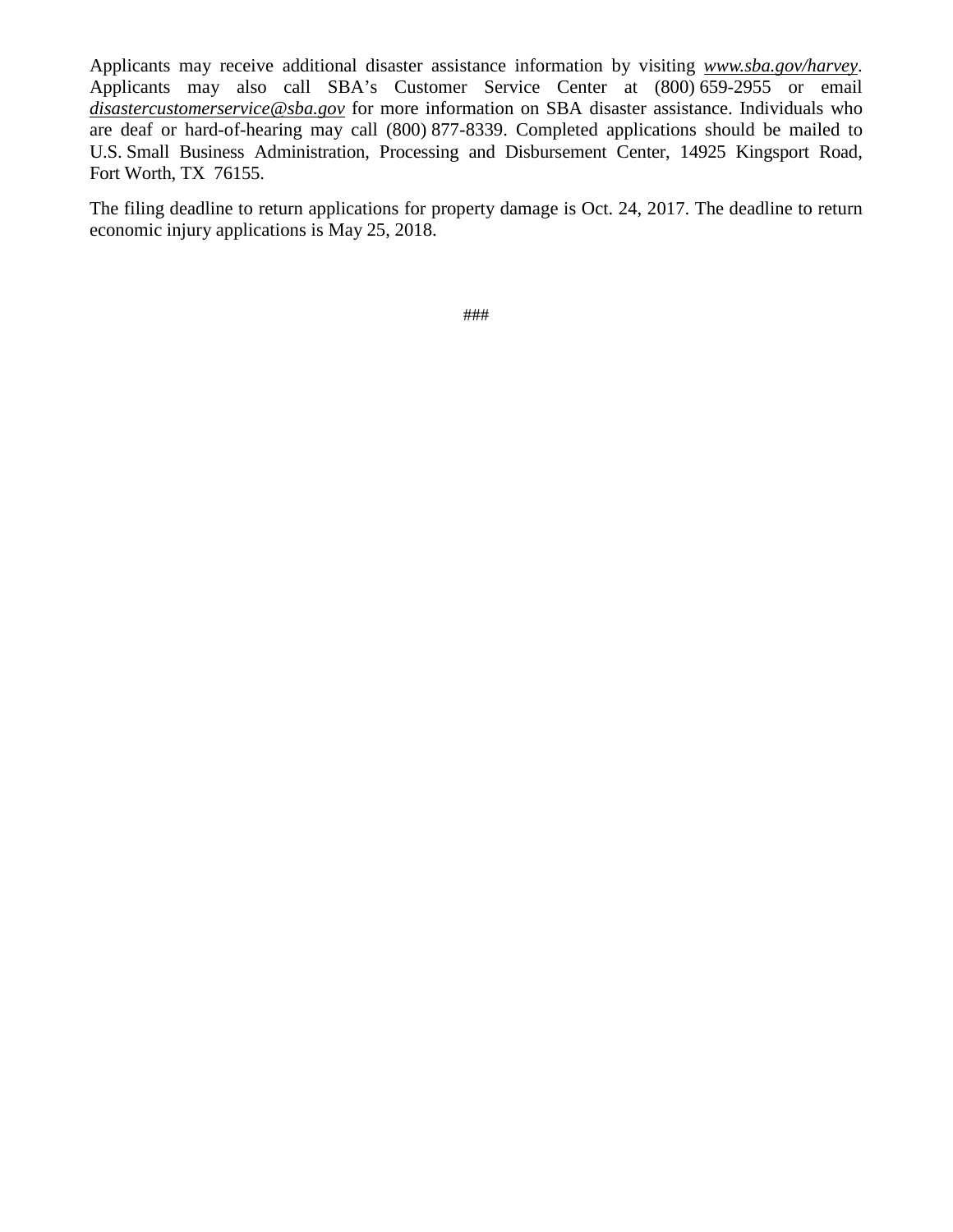Applicants may receive additional disaster assistance information by visiting *www.sba.gov/harvey*. Applicants may also call SBA's Customer Service Center at (800) 659-2955 or email *disastercustomerservice@sba.gov* for more information on SBA disaster assistance. Individuals who are deaf or hard-of-hearing may call (800) 877-8339. Completed applications should be mailed to U.S. Small Business Administration, Processing and Disbursement Center, 14925 Kingsport Road, Fort Worth, TX 76155.

The filing deadline to return applications for property damage is Oct. 24, 2017. The deadline to return economic injury applications is May 25, 2018.

###